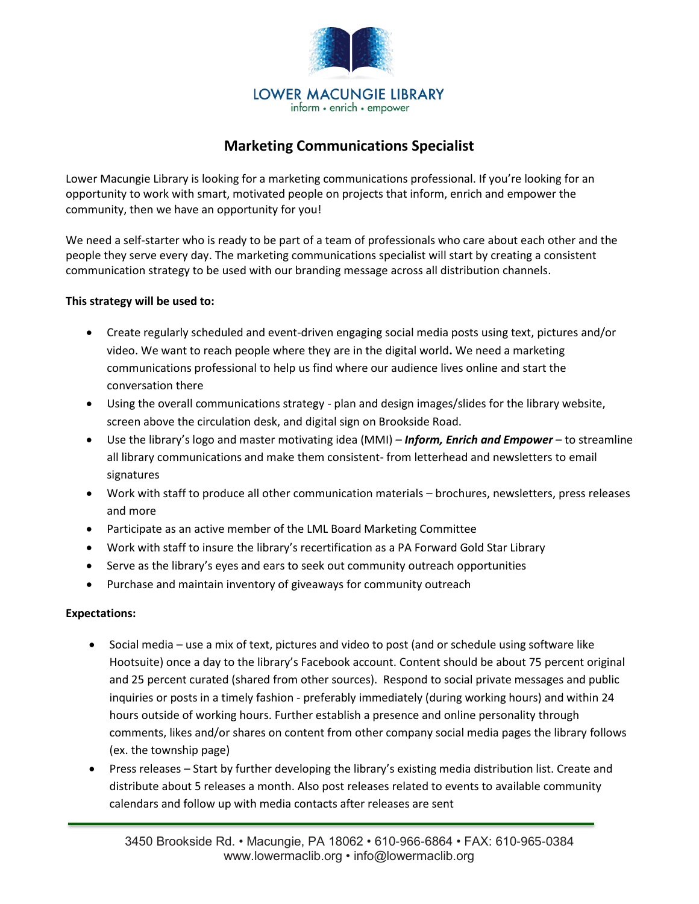LOWER MACUNGIE LIBRARY
inform • enrich • empower

# Marketing Communications Specialist

Lower Macungie Library is looking for a marketing communications professional. If you're looking for an opportunity to work with smart, motivated people on projects that inform, enrich and empower the community, then we have an opportunity for you!

We need a self-starter who is ready to be part of a team of professionals who care about each other and the people they serve every day. The marketing communications specialist will start by creating a consistent communication strategy to be used with our branding message across all distribution channels.

**This strategy will be used to:**

- Create regularly scheduled and event-driven engaging social media posts using text, pictures and/or video. We want to reach people where they are in the digital world**.** We need a marketing communications professional to help us find where our audience lives online and start the conversation there
- Using the overall communications strategy - plan and design images/slides for the library website, screen above the circulation desk, and digital sign on Brookside Road.
- Use the library's logo and master motivating idea (MMI) – ***Inform, Enrich and Empower*** – to streamline all library communications and make them consistent- from letterhead and newsletters to email signatures
- Work with staff to produce all other communication materials – brochures, newsletters, press releases and more
- Participate as an active member of the LML Board Marketing Committee
- Work with staff to insure the library's recertification as a PA Forward Gold Star Library
- Serve as the library's eyes and ears to seek out community outreach opportunities
- Purchase and maintain inventory of giveaways for community outreach

**Expectations:**

- Social media – use a mix of text, pictures and video to post (and or schedule using software like Hootsuite) once a day to the library's Facebook account. Content should be about 75 percent original and 25 percent curated (shared from other sources). Respond to social private messages and public inquiries or posts in a timely fashion - preferably immediately (during working hours) and within 24 hours outside of working hours. Further establish a presence and online personality through comments, likes and/or shares on content from other company social media pages the library follows (ex. the township page)
- Press releases – Start by further developing the library's existing media distribution list. Create and distribute about 5 releases a month. Also post releases related to events to available community calendars and follow up with media contacts after releases are sent

3450 Brookside Rd. • Macungie, PA 18062 • 610-966-6864 • FAX: 610-965-0384
www.lowermaclib.org • info@lowermaclib.org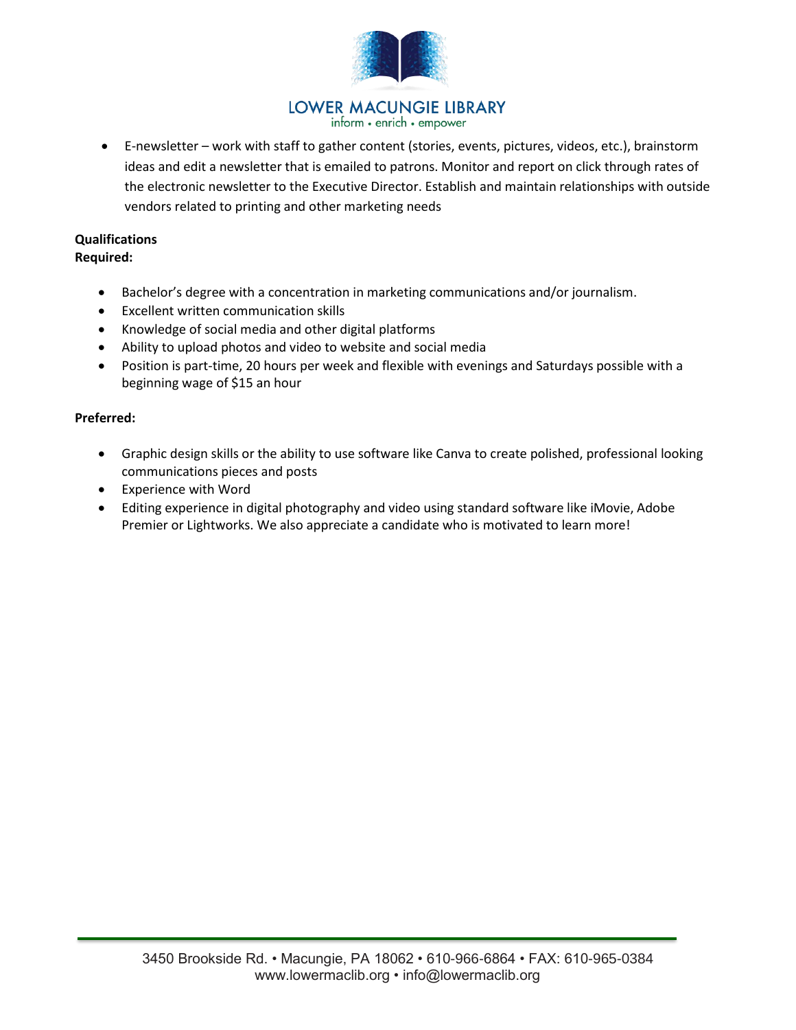- E-newsletter – work with staff to gather content (stories, events, pictures, videos, etc.), brainstorm ideas and edit a newsletter that is emailed to patrons. Monitor and report on click through rates of the electronic newsletter to the Executive Director. Establish and maintain relationships with outside vendors related to printing and other marketing needs

**Qualifications**
**Required:**

- Bachelor's degree with a concentration in marketing communications and/or journalism.
- Excellent written communication skills
- Knowledge of social media and other digital platforms
- Ability to upload photos and video to website and social media
- Position is part-time, 20 hours per week and flexible with evenings and Saturdays possible with a beginning wage of $15 an hour

**Preferred:**

- Graphic design skills or the ability to use software like Canva to create polished, professional looking communications pieces and posts
- Experience with Word
- Editing experience in digital photography and video using standard software like iMovie, Adobe Premier or Lightworks. We also appreciate a candidate who is motivated to learn more!